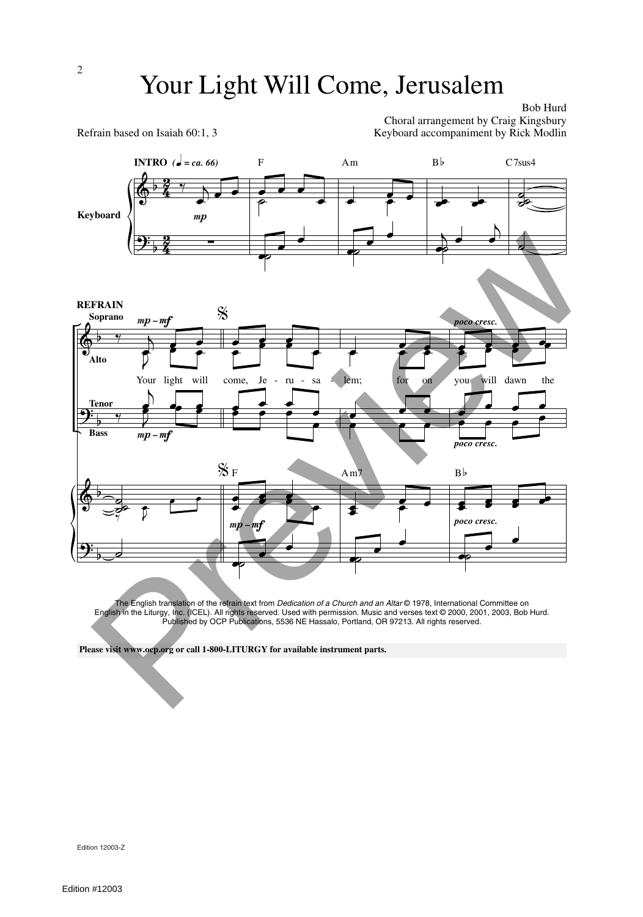# Your Light Will Come, Jerusalem

Bob Hurd
Choral arrangement by Craig Kingsbury
Keyboard accompaniment by Rick Modlin

Refrain based on Isaiah 60:1, 3

INTRO (♩ = ca. 66)

REFRAIN

Your light will come, Je - ru - sa - lem; for on you will dawn the

The English translation of the refrain text from *Dedication of a Church and an Altar* © 1978, International Committee on English in the Liturgy, Inc. (ICEL). All rights reserved. Used with permission. Music and verses text © 2000, 2001, 2003, Bob Hurd. Published by OCP Publications, 5536 NE Hassalo, Portland, OR 97213. All rights reserved.

**Please visit www.ocp.org or call 1-800-LITURGY for available instrument parts.**

Edition 12003-Z

Edition #12003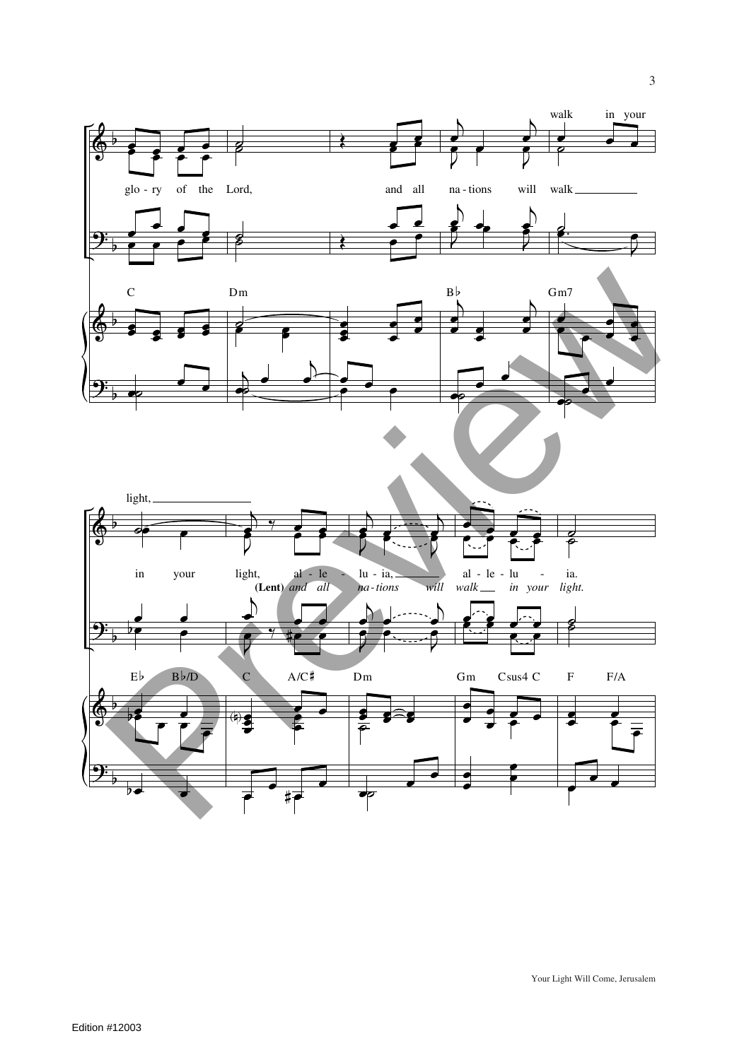walk in your

glo - ry of the Lord, and all na - tions will walk

C Dm B♭ Gm7

light,

in your light, al - le - lu - ia, al - le - lu - ia.

**(Lent)** *and all na - tions will walk in your light.*

E♭ B♭/D C A/C♯ Dm Gm Csus4 C F F/A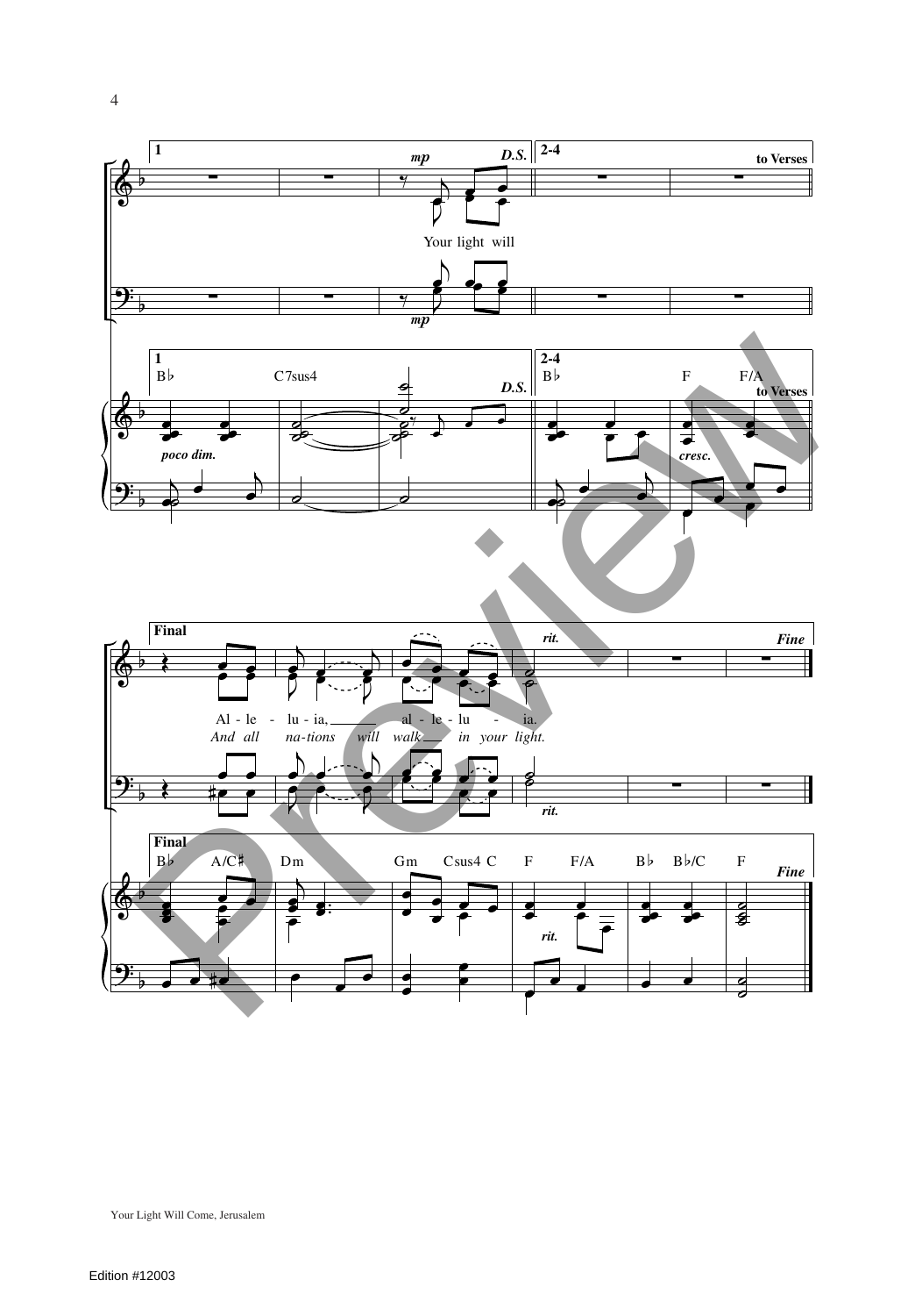1

*mp* *D.S.*

2-4

to Verses

Your light will

*mp*

1

B♭ C7sus4 *D.S.*

2-4

B♭ F F/A to Verses

*poco dim.* *cresc.*

Final

*rit.* *Fine*

Al - le - lu - ia, al - le - lu - ia.

*And all na-tions will walk in your light.*

*rit.*

Final

B♭ A/C♯ Dm Gm Csus4 C F F/A B♭ B♭/C F *Fine*

*rit.*

Your Light Will Come, Jerusalem

Edition #12003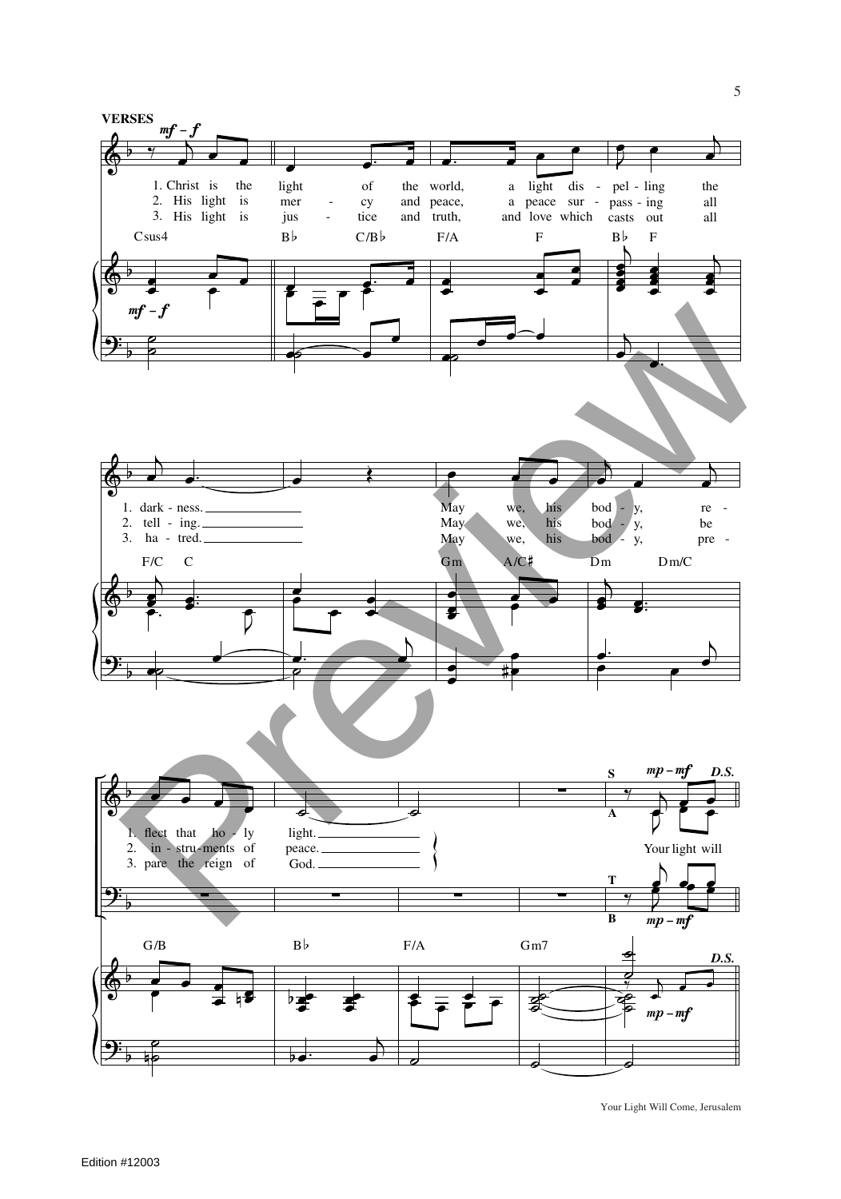**VERSES**

*mf – f*

1. Christ is the light of the world, a light dis - pel - ling the dark - ness. May we, his bod - y, re - flect that ho - ly light.

2. His light is mer - cy and peace, a peace sur - pass - ing all tell - ing. May we, his bod - y, be in - stru - ments of peace.

3. His light is jus - tice and truth, and love which casts out all ha - tred. May we, his bod - y, pre - pare the reign of God.

Csus4 | B♭ C/B♭ | F/A F | B♭ F | F/C C | | Gm A/C♯ | Dm Dm/C | G/B | B♭ | F/A | Gm7

S A T B *mp – mf* *D.S.*

Your light will

Your Light Will Come, Jerusalem

Edition #12003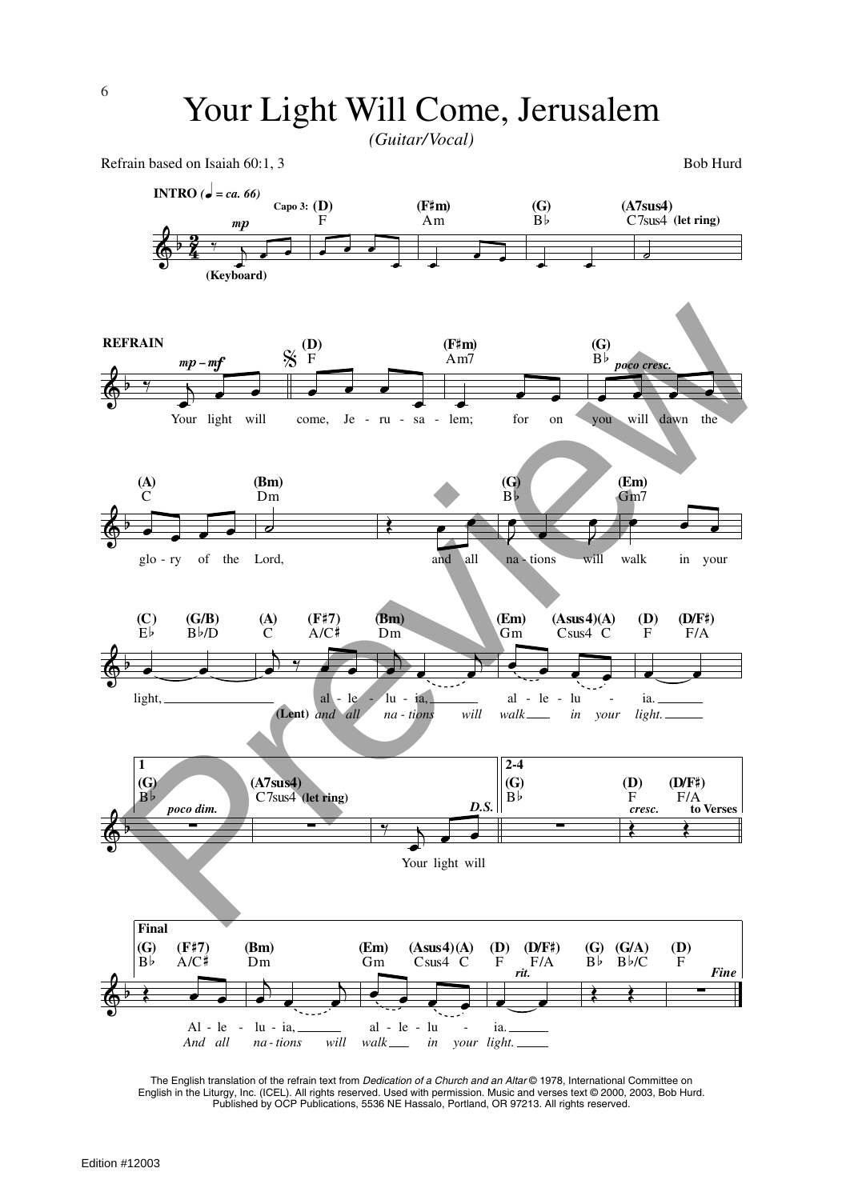# Your Light Will Come, Jerusalem

*(Guitar/Vocal)*

Refrain based on Isaiah 60:1, 3

Bob Hurd

INTRO (♩ = ca. 66)

Capo 3: (D) F (F♯m) Am (G) B♭ (A7sus4) C7sus4 (let ring)

(Keyboard)

REFRAIN

Your light will come, Je - ru - sa - lem; for on you will dawn the glo - ry of the Lord, and all na - tions will walk in your light, al - le - lu - ia, al - le - lu - ia.

(Lent) *and all na - tions will walk in your light.*

1

Your light will

D.S.

2-4

to Verses

Final

Al - le - lu - ia, al - le - lu - ia.

*And all na - tions will walk in your light.*

Fine

The English translation of the refrain text from *Dedication of a Church and an Altar* © 1978, International Committee on English in the Liturgy, Inc. (ICEL). All rights reserved. Used with permission. Music and verses text © 2000, 2003, Bob Hurd. Published by OCP Publications, 5536 NE Hassalo, Portland, OR 97213. All rights reserved.

Edition #12003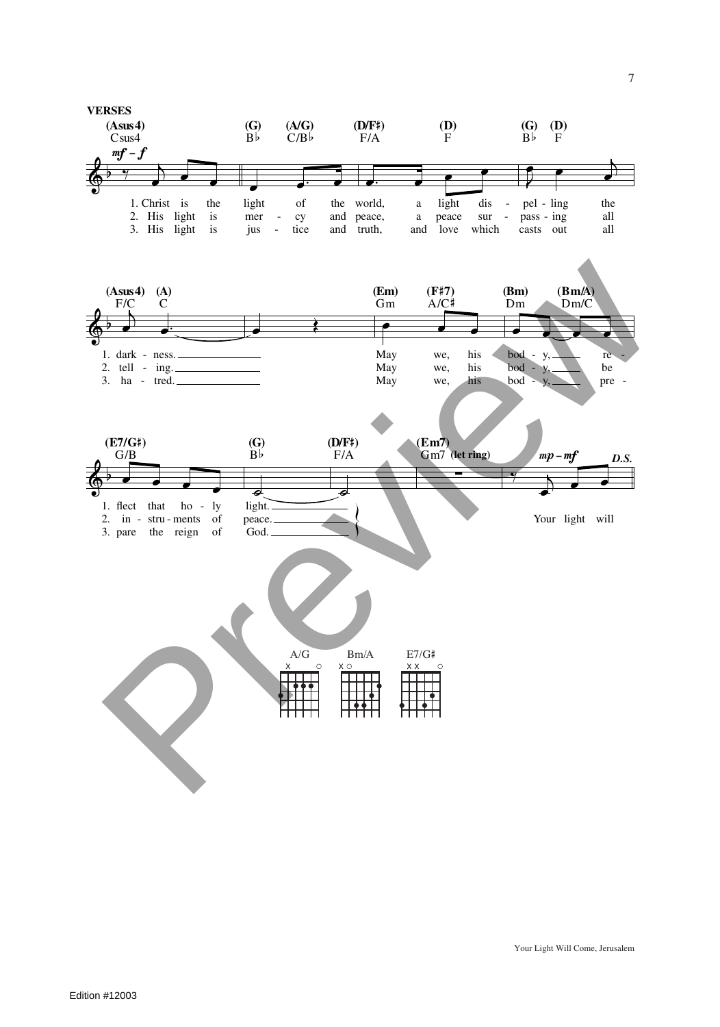**VERSES**

1. Christ is the light of the world, a light dis - pel - ling the dark - ness. May we, his bod - y, re - flect that ho - ly light.
2. His light is mer - cy and peace, a peace sur - pass - ing all tell - ing. May we, his bod - y, be in - stru - ments of peace.
3. His light is jus - tice and truth, and love which casts out all ha - tred. May we, his bod - y, pre - pare the reign of God.

Your light will

*D.S.*

Your Light Will Come, Jerusalem

Edition #12003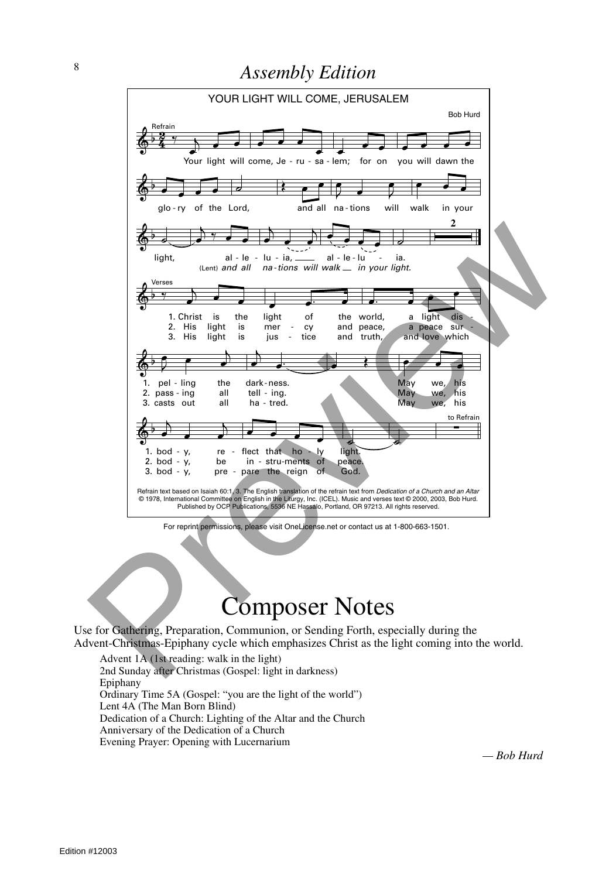# Assembly Edition

YOUR LIGHT WILL COME, JERUSALEM

Bob Hurd

Refrain

Your light will come, Je - ru - sa - lem; for on you will dawn the glo - ry of the Lord, and all na - tions will walk in your light, al - le - lu - ia, al - le - lu - ia.

(Lent) *and all na - tions will walk in your light.*

Verses

1. Christ is the light of the world, a light dis - pel - ling the dark - ness. May we, his bod - y, re - flect that ho - ly light.
2. His light is mer - cy and peace, a peace sur - pass - ing all tell - ing. May we, his bod - y, be in - stru - ments of peace.
3. His light is jus - tice and truth, and love which casts out all ha - tred. May we, his bod - y, pre - pare the reign of God.

to Refrain

Refrain text based on Isaiah 60:1, 3. The English translation of the refrain text from *Dedication of a Church and an Altar* © 1978, International Committee on English in the Liturgy, Inc. (ICEL). Music and verses text © 2000, 2003, Bob Hurd. Published by OCP Publications, 5536 NE Hassalo, Portland, OR 97213. All rights reserved.

For reprint permissions, please visit OneLicense.net or contact us at 1-800-663-1501.

# Composer Notes

Use for Gathering, Preparation, Communion, or Sending Forth, especially during the Advent-Christmas-Epiphany cycle which emphasizes Christ as the light coming into the world.

Advent 1A (1st reading: walk in the light)
2nd Sunday after Christmas (Gospel: light in darkness)
Epiphany
Ordinary Time 5A (Gospel: "you are the light of the world")
Lent 4A (The Man Born Blind)
Dedication of a Church: Lighting of the Altar and the Church
Anniversary of the Dedication of a Church
Evening Prayer: Opening with Lucernarium

*— Bob Hurd*

Edition #12003